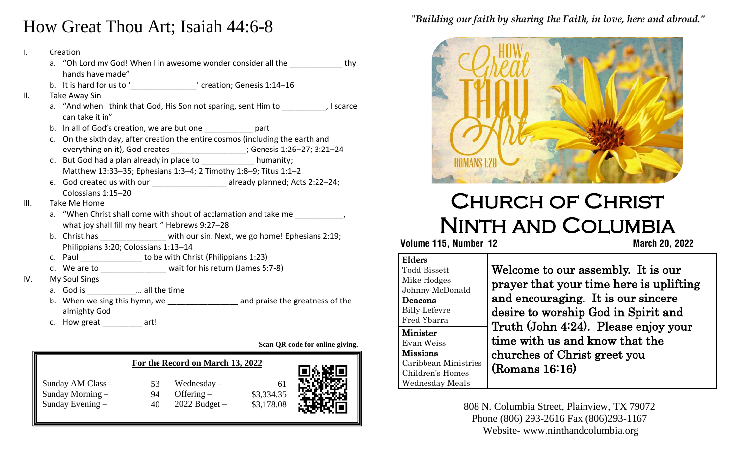# How Great Thou Art; Isaiah 44:6-8

I. Creation
   a. "Oh Lord my God! When I in awesome wonder consider all the ____________ thy hands have made"
   b. It is hard for us to '_______________' creation; Genesis 1:14–16

II. Take Away Sin
   a. "And when I think that God, His Son not sparing, sent Him to __________, I scarce can take it in"
   b. In all of God's creation, we are but one ___________ part
   c. On the sixth day, after creation the entire cosmos (including the earth and everything on it), God creates _________________; Genesis 1:26–27; 3:21–24
   d. But God had a plan already in place to ____________ humanity; Matthew 13:33–35; Ephesians 1:3–4; 2 Timothy 1:8–9; Titus 1:1–2
   e. God created us with our _________________ already planned; Acts 2:22–24; Colossians 1:15–20

III. Take Me Home
   a. "When Christ shall come with shout of acclamation and take me ___________, what joy shall fill my heart!" Hebrews 9:27–28
   b. Christ has _______________ with our sin. Next, we go home! Ephesians 2:19; Philippians 3:20; Colossians 1:13–14
   c. Paul ______________ to be with Christ (Philippians 1:23)
   d. We are to _______________ wait for his return (James 5:7-8)

IV. My Soul Sings
   a. God is ___________… all the time
   b. When we sing this hymn, we ________________ and praise the greatness of the almighty God
   c. How great _________ art!

**Scan QR code for online giving.**

**For the Record on March 13, 2022**

| | | | |
|---|---|---|---|
| Sunday AM Class – | 53 | Wednesday – | 61 |
| Sunday Morning – | 94 | Offering – | \$3,334.35 |
| Sunday Evening – | 40 | 2022 Budget – | \$3,178.08 |

*"Building our faith by sharing the Faith, in love, here and abroad."*

# Church of Christ Ninth and Columbia

**Volume 115, Number 12** **March 20, 2022**

**Elders**
Todd Bissett
Mike Hodges
Johnny McDonald

**Deacons**
Billy Lefevre
Fred Ybarra

**Minister**
Evan Weiss

**Missions**
Caribbean Ministries
Children's Homes
Wednesday Meals

Welcome to our assembly. It is our prayer that your time here is uplifting and encouraging. It is our sincere desire to worship God in Spirit and Truth (John 4:24). Please enjoy your time with us and know that the churches of Christ greet you (Romans 16:16)

808 N. Columbia Street, Plainview, TX 79072
Phone (806) 293-2616 Fax (806)293-1167
Website- www.ninthandcolumbia.org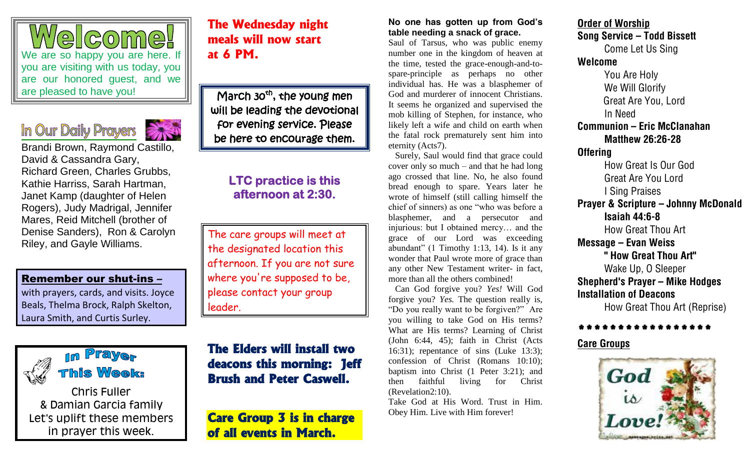# Welcome!

We are so happy you are here. If you are visiting with us today, you are our honored guest, and we are pleased to have you!

## In Our Daily Prayers

Brandi Brown, Raymond Castillo, David & Cassandra Gary, Richard Green, Charles Grubbs, Kathie Harriss, Sarah Hartman, Janet Kamp (daughter of Helen Rogers), Judy Madrigal, Jennifer Mares, Reid Mitchell (brother of Denise Sanders), Ron & Carolyn Riley, and Gayle Williams.

**Remember our shut-ins –** with prayers, cards, and visits. Joyce Beals, Thelma Brock, Ralph Skelton, Laura Smith, and Curtis Surley.

## In Prayer This Week:

Chris Fuller
& Damian Garcia family
Let's uplift these members in prayer this week.

**The Wednesday night meals will now start at 6 PM.**

March 30th, the young men will be leading the devotional for evening service. Please be here to encourage them.

**LTC practice is this afternoon at 2:30.**

The care groups will meet at the designated location this afternoon. If you are not sure where you're supposed to be, please contact your group leader.

**The Elders will install two deacons this morning: Jeff Brush and Peter Caswell.**

**Care Group 3 is in charge of all events in March.**

**No one has gotten up from God's table needing a snack of grace.**

Saul of Tarsus, who was public enemy number one in the kingdom of heaven at the time, tested the grace-enough-and-to-spare-principle as perhaps no other individual has. He was a blasphemer of God and murderer of innocent Christians. It seems he organized and supervised the mob killing of Stephen, for instance, who likely left a wife and child on earth when the fatal rock prematurely sent him into eternity (Acts7).

Surely, Saul would find that grace could cover only so much – and that he had long ago crossed that line. No, he also found bread enough to spare. Years later he wrote of himself (still calling himself the chief of sinners) as one "who was before a blasphemer, and a persecutor and injurious: but I obtained mercy… and the grace of our Lord was exceeding abundant" (1 Timothy 1:13, 14). Is it any wonder that Paul wrote more of grace than any other New Testament writer- in fact, more than all the others combined!

Can God forgive you? *Yes!* Will God forgive you? *Yes.* The question really is, "Do you really want to be forgiven?" Are you willing to take God on His terms? What are His terms? Learning of Christ (John 6:44, 45); faith in Christ (Acts 16:31); repentance of sins (Luke 13:3); confession of Christ (Romans 10:10); baptism into Christ (1 Peter 3:21); and then faithful living for Christ (Revelation2:10).

Take God at His Word. Trust in Him. Obey Him. Live with Him forever!

## Order of Worship

**Song Service – Todd Bissett**
Come Let Us Sing

**Welcome**
You Are Holy
We Will Glorify
Great Are You, Lord
In Need

**Communion – Eric McClanahan**
**Matthew 26:26-28**

**Offering**
How Great Is Our God
Great Are You Lord
I Sing Praises

**Prayer & Scripture – Johnny McDonald**
**Isaiah 44:6-8**
How Great Thou Art

**Message – Evan Weiss**
**" How Great Thou Art"**
Wake Up, O Sleeper

**Shepherd's Prayer – Mike Hodges**

**Installation of Deacons**
How Great Thou Art (Reprise)

*****************

## Care Groups

God is Love!